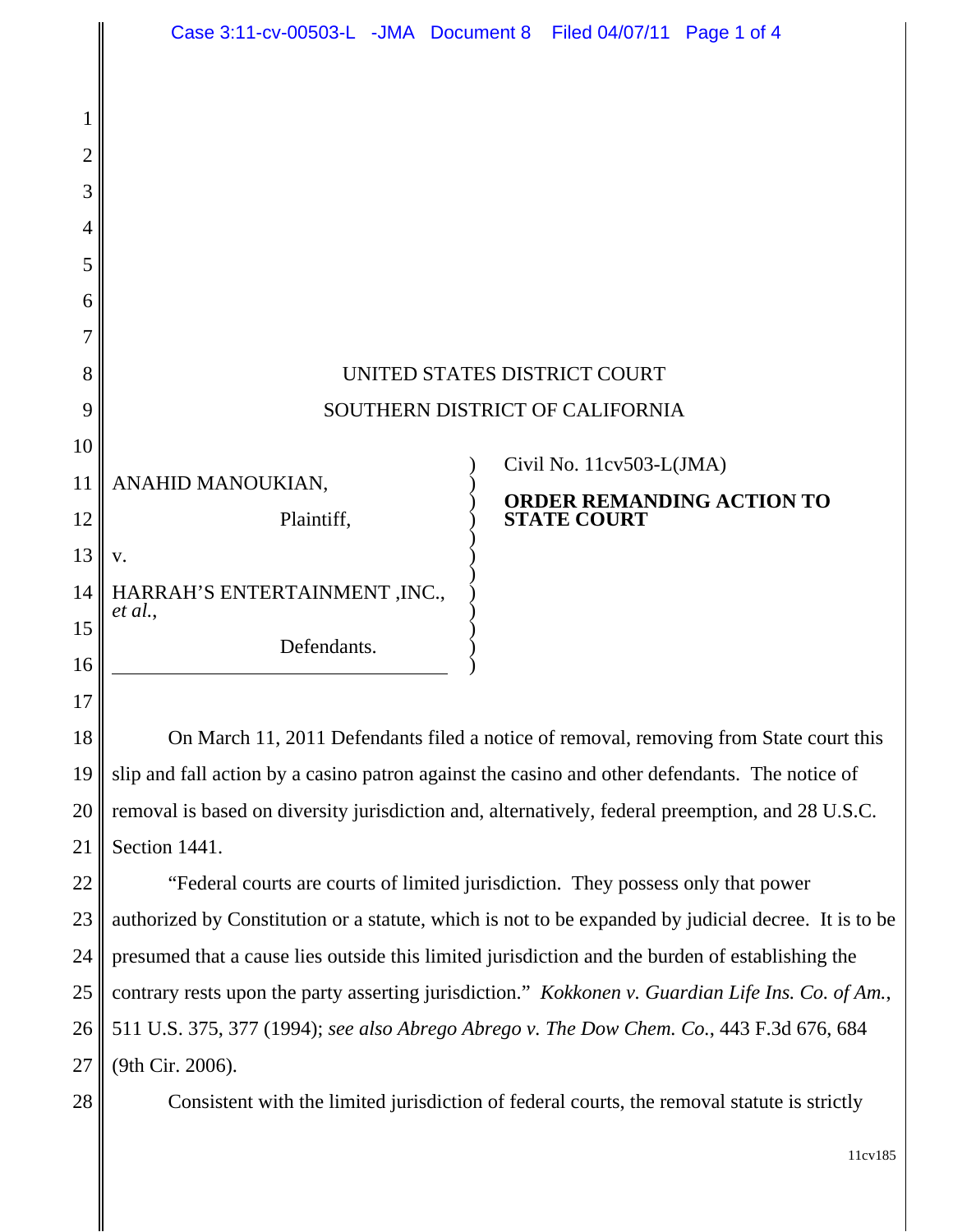UNITED STATES DISTRICT COURT

SOUTHERN DISTRICT OF CALIFORNIA

| | |
|---|---|
| ANAHID MANOUKIAN,<br><br>Plaintiff,<br><br>v.<br><br>HARRAH'S ENTERTAINMENT ,INC., *et al.*,<br><br>Defendants. | Civil No. 11cv503-L(JMA)<br><br>**ORDER REMANDING ACTION TO STATE COURT** |

On March 11, 2011 Defendants filed a notice of removal, removing from State court this slip and fall action by a casino patron against the casino and other defendants. The notice of removal is based on diversity jurisdiction and, alternatively, federal preemption, and 28 U.S.C. Section 1441.

"Federal courts are courts of limited jurisdiction. They possess only that power authorized by Constitution or a statute, which is not to be expanded by judicial decree. It is to be presumed that a cause lies outside this limited jurisdiction and the burden of establishing the contrary rests upon the party asserting jurisdiction." *Kokkonen v. Guardian Life Ins. Co. of Am.*, 511 U.S. 375, 377 (1994); *see also Abrego Abrego v. The Dow Chem. Co.*, 443 F.3d 676, 684 (9th Cir. 2006).

Consistent with the limited jurisdiction of federal courts, the removal statute is strictly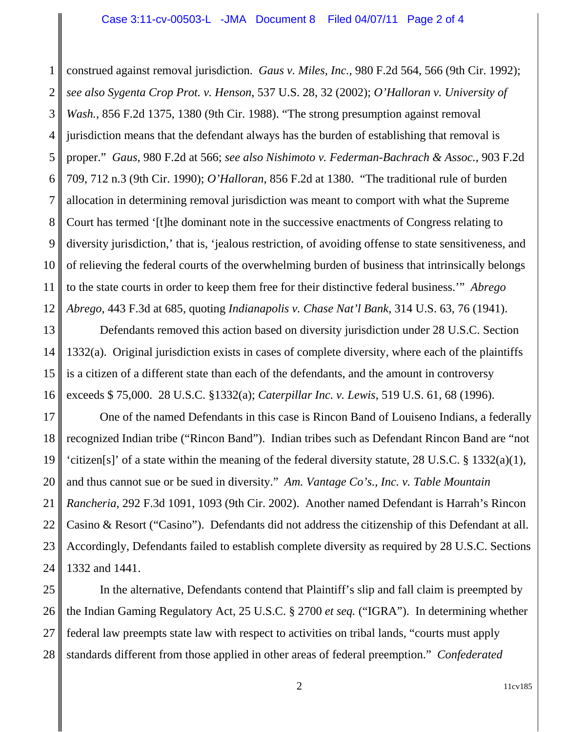construed against removal jurisdiction. *Gaus v. Miles, Inc.*, 980 F.2d 564, 566 (9th Cir. 1992); *see also Sygenta Crop Prot. v. Henson*, 537 U.S. 28, 32 (2002); *O'Halloran v. University of Wash.*, 856 F.2d 1375, 1380 (9th Cir. 1988). "The strong presumption against removal jurisdiction means that the defendant always has the burden of establishing that removal is proper." *Gaus*, 980 F.2d at 566; *see also Nishimoto v. Federman-Bachrach & Assoc.*, 903 F.2d 709, 712 n.3 (9th Cir. 1990); *O'Halloran*, 856 F.2d at 1380. "The traditional rule of burden allocation in determining removal jurisdiction was meant to comport with what the Supreme Court has termed '[t]he dominant note in the successive enactments of Congress relating to diversity jurisdiction,' that is, 'jealous restriction, of avoiding offense to state sensitiveness, and of relieving the federal courts of the overwhelming burden of business that intrinsically belongs to the state courts in order to keep them free for their distinctive federal business.'" *Abrego Abrego*, 443 F.3d at 685, quoting *Indianapolis v. Chase Nat'l Bank*, 314 U.S. 63, 76 (1941).

Defendants removed this action based on diversity jurisdiction under 28 U.S.C. Section 1332(a). Original jurisdiction exists in cases of complete diversity, where each of the plaintiffs is a citizen of a different state than each of the defendants, and the amount in controversy exceeds $ 75,000. 28 U.S.C. §1332(a); *Caterpillar Inc. v. Lewis*, 519 U.S. 61, 68 (1996).

One of the named Defendants in this case is Rincon Band of Louiseno Indians, a federally recognized Indian tribe ("Rincon Band"). Indian tribes such as Defendant Rincon Band are "not 'citizen[s]' of a state within the meaning of the federal diversity statute, 28 U.S.C. § 1332(a)(1), and thus cannot sue or be sued in diversity." *Am. Vantage Co's., Inc. v. Table Mountain Rancheria*, 292 F.3d 1091, 1093 (9th Cir. 2002). Another named Defendant is Harrah's Rincon Casino & Resort ("Casino"). Defendants did not address the citizenship of this Defendant at all. Accordingly, Defendants failed to establish complete diversity as required by 28 U.S.C. Sections 1332 and 1441.

In the alternative, Defendants contend that Plaintiff's slip and fall claim is preempted by the Indian Gaming Regulatory Act, 25 U.S.C. § 2700 *et seq.* ("IGRA"). In determining whether federal law preempts state law with respect to activities on tribal lands, "courts must apply standards different from those applied in other areas of federal preemption." *Confederated*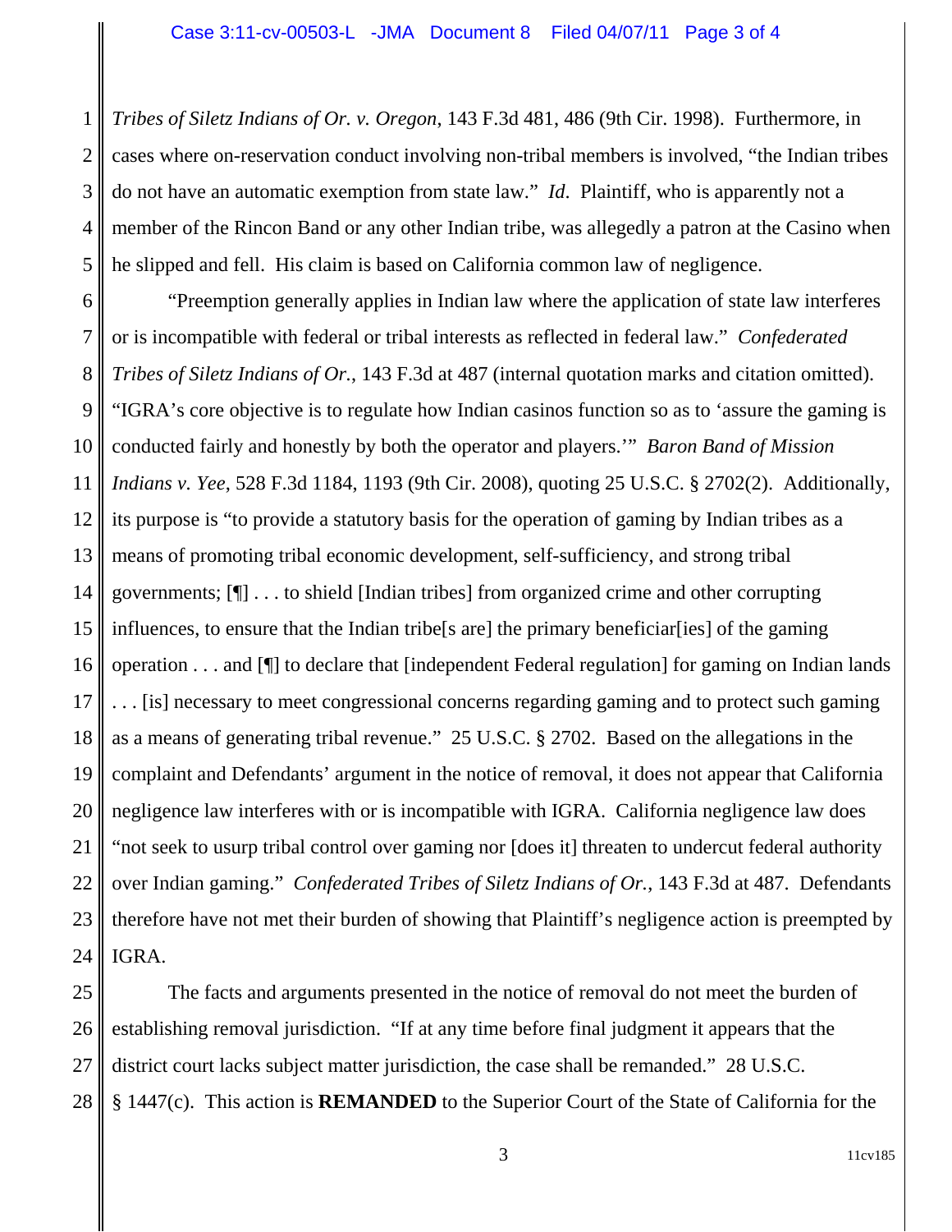*Tribes of Siletz Indians of Or. v. Oregon*, 143 F.3d 481, 486 (9th Cir. 1998). Furthermore, in cases where on-reservation conduct involving non-tribal members is involved, "the Indian tribes do not have an automatic exemption from state law." *Id.* Plaintiff, who is apparently not a member of the Rincon Band or any other Indian tribe, was allegedly a patron at the Casino when he slipped and fell. His claim is based on California common law of negligence.

"Preemption generally applies in Indian law where the application of state law interferes or is incompatible with federal or tribal interests as reflected in federal law." *Confederated Tribes of Siletz Indians of Or.*, 143 F.3d at 487 (internal quotation marks and citation omitted). "IGRA's core objective is to regulate how Indian casinos function so as to 'assure the gaming is conducted fairly and honestly by both the operator and players.'" *Baron Band of Mission Indians v. Yee*, 528 F.3d 1184, 1193 (9th Cir. 2008), quoting 25 U.S.C. § 2702(2). Additionally, its purpose is "to provide a statutory basis for the operation of gaming by Indian tribes as a means of promoting tribal economic development, self-sufficiency, and strong tribal governments; [¶] . . . to shield [Indian tribes] from organized crime and other corrupting influences, to ensure that the Indian tribe[s are] the primary beneficiar[ies] of the gaming operation . . . and [¶] to declare that [independent Federal regulation] for gaming on Indian lands . . . [is] necessary to meet congressional concerns regarding gaming and to protect such gaming as a means of generating tribal revenue." 25 U.S.C. § 2702. Based on the allegations in the complaint and Defendants' argument in the notice of removal, it does not appear that California negligence law interferes with or is incompatible with IGRA. California negligence law does "not seek to usurp tribal control over gaming nor [does it] threaten to undercut federal authority over Indian gaming." *Confederated Tribes of Siletz Indians of Or.*, 143 F.3d at 487. Defendants therefore have not met their burden of showing that Plaintiff's negligence action is preempted by IGRA.

The facts and arguments presented in the notice of removal do not meet the burden of establishing removal jurisdiction. "If at any time before final judgment it appears that the district court lacks subject matter jurisdiction, the case shall be remanded." 28 U.S.C. § 1447(c). This action is **REMANDED** to the Superior Court of the State of California for the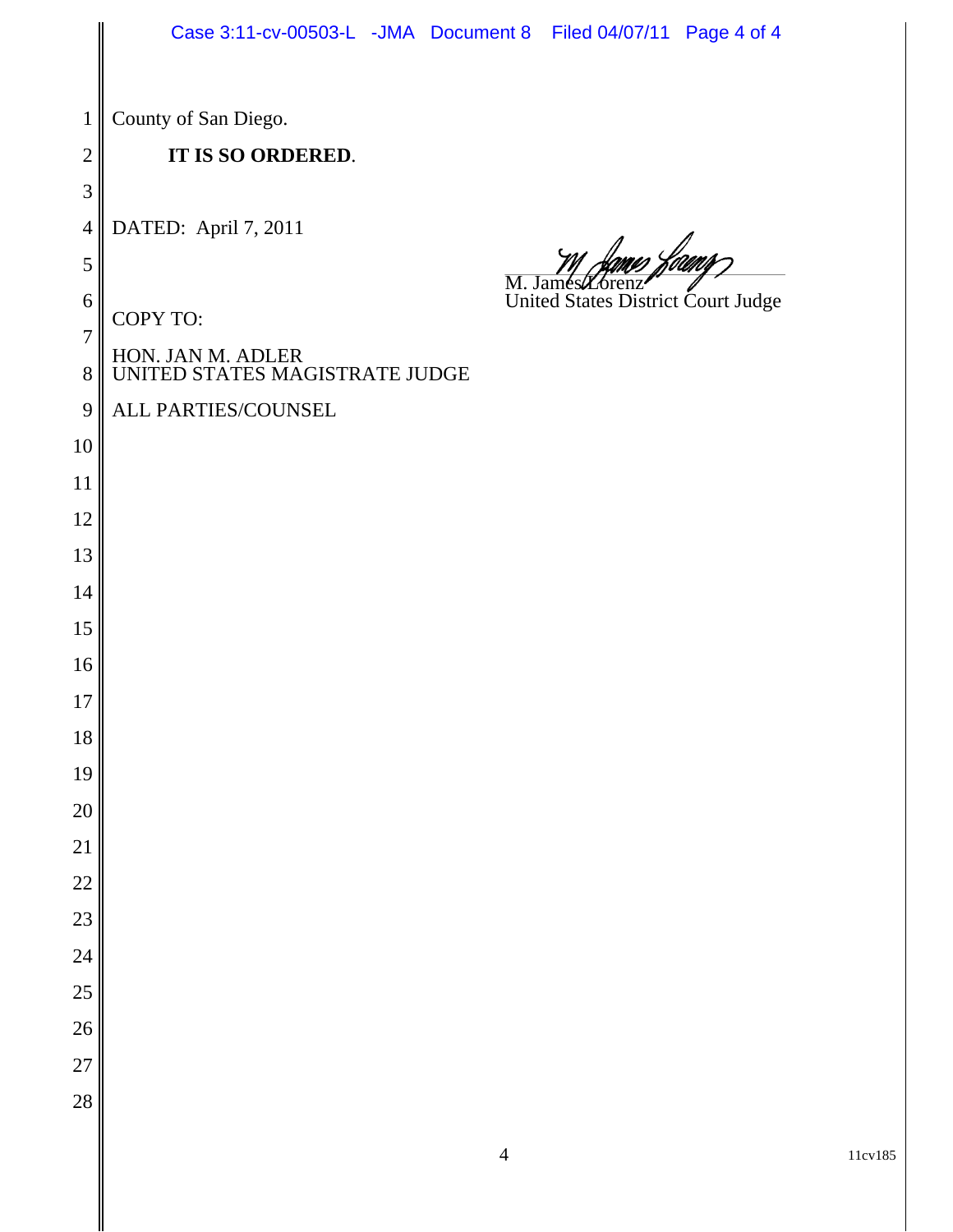County of San Diego.

**IT IS SO ORDERED**.

DATED: April 7, 2011

M. James Lorenz
United States District Court Judge

COPY TO:

HON. JAN M. ADLER
UNITED STATES MAGISTRATE JUDGE

ALL PARTIES/COUNSEL